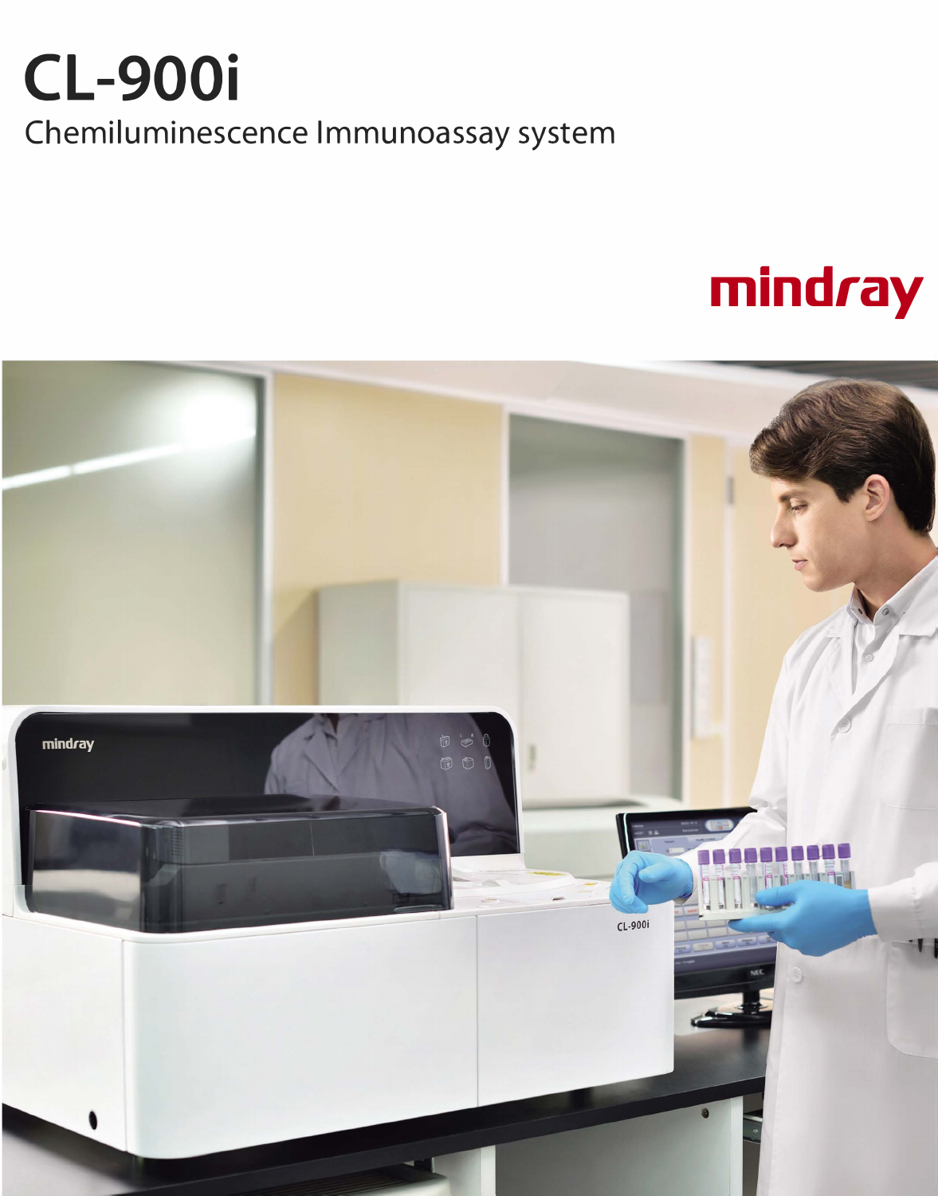# CL-900i

Chemiluminescence Immunoassay system

mindray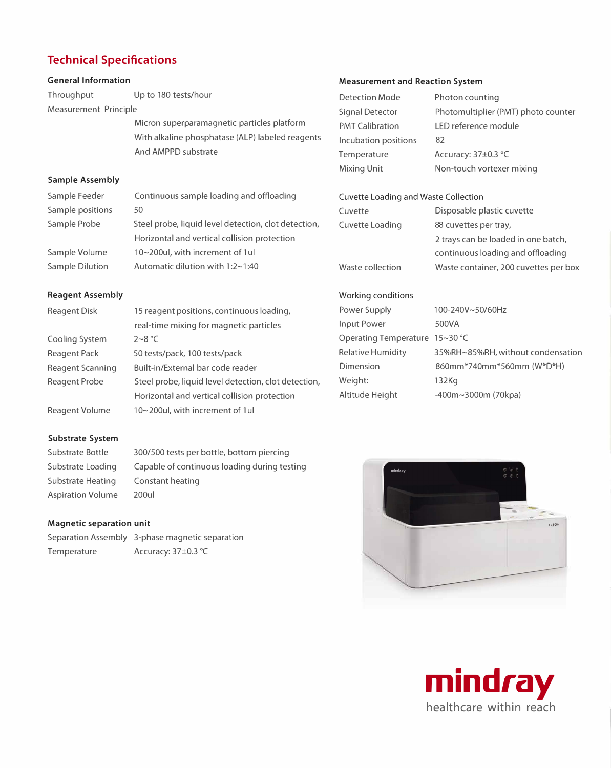## Technical Specifications

### General Information

| | |
|---|---|
| Throughput | Up to 180 tests/hour |
| Measurement Principle | Micron superparamagnetic particles platform<br>With alkaline phosphatase (ALP) labeled reagents<br>And AMPPD substrate |

### Sample Assembly

| | |
|---|---|
| Sample Feeder | Continuous sample loading and offloading |
| Sample positions | 50 |
| Sample Probe | Steel probe, liquid level detection, clot detection,<br>Horizontal and vertical collision protection |
| Sample Volume | 10~200ul, with increment of 1ul |
| Sample Dilution | Automatic dilution with 1:2~1:40 |

### Reagent Assembly

| | |
|---|---|
| Reagent Disk | 15 reagent positions, continuous loading,<br>real-time mixing for magnetic particles |
| Cooling System | 2~8 °C |
| Reagent Pack | 50 tests/pack, 100 tests/pack |
| Reagent Scanning | Built-in/External bar code reader |
| Reagent Probe | Steel probe, liquid level detection, clot detection,<br>Horizontal and vertical collision protection |
| Reagent Volume | 10~200ul, with increment of 1ul |

### Substrate System

| | |
|---|---|
| Substrate Bottle | 300/500 tests per bottle, bottom piercing |
| Substrate Loading | Capable of continuous loading during testing |
| Substrate Heating | Constant heating |
| Aspiration Volume | 200ul |

### Magnetic separation unit

| | |
|---|---|
| Separation Assembly | 3-phase magnetic separation |
| Temperature | Accuracy: 37±0.3 °C |

### Measurement and Reaction System

| | |
|---|---|
| Detection Mode | Photon counting |
| Signal Detector | Photomultiplier (PMT) photo counter |
| PMT Calibration | LED reference module |
| Incubation positions | 82 |
| Temperature | Accuracy: 37±0.3 °C |
| Mixing Unit | Non-touch vortexer mixing |

### Cuvette Loading and Waste Collection

| | |
|---|---|
| Cuvette | Disposable plastic cuvette |
| Cuvette Loading | 88 cuvettes per tray,<br>2 trays can be loaded in one batch,<br>continuous loading and offloading |
| Waste collection | Waste container, 200 cuvettes per box |

### Working conditions

| | |
|---|---|
| Power Supply | 100-240V~50/60Hz |
| Input Power | 500VA |
| Operating Temperature | 15~30 °C |
| Relative Humidity | 35%RH~85%RH, without condensation |
| Dimension | 860mm*740mm*560mm (W*D*H) |
| Weight: | 132Kg |
| Altitude Height | -400m~3000m (70kpa) |

mindray
healthcare within reach